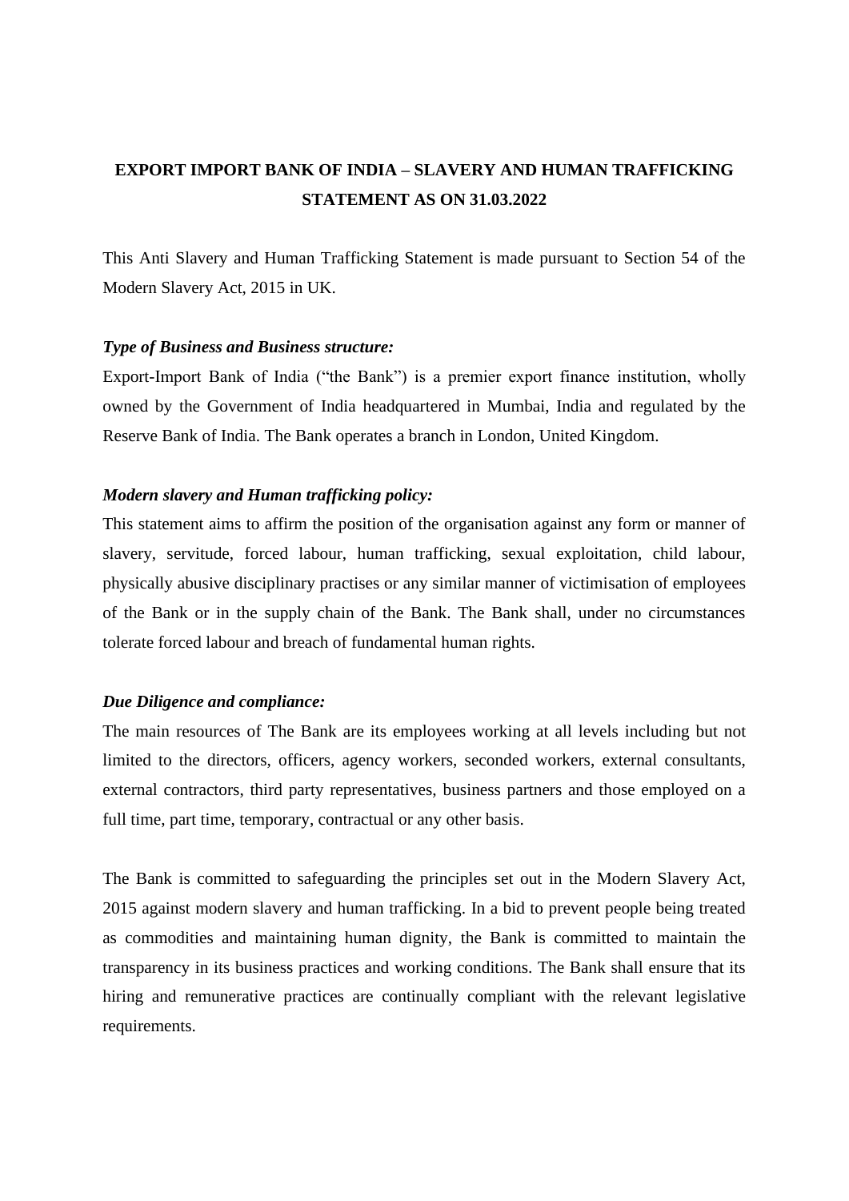# EXPORT IMPORT BANK OF INDIA – SLAVERY AND HUMAN TRAFFICKING STATEMENT AS ON 31.03.2022

This Anti Slavery and Human Trafficking Statement is made pursuant to Section 54 of the Modern Slavery Act, 2015 in UK.

***Type of Business and Business structure:***

Export-Import Bank of India ("the Bank") is a premier export finance institution, wholly owned by the Government of India headquartered in Mumbai, India and regulated by the Reserve Bank of India. The Bank operates a branch in London, United Kingdom.

***Modern slavery and Human trafficking policy:***

This statement aims to affirm the position of the organisation against any form or manner of slavery, servitude, forced labour, human trafficking, sexual exploitation, child labour, physically abusive disciplinary practises or any similar manner of victimisation of employees of the Bank or in the supply chain of the Bank. The Bank shall, under no circumstances tolerate forced labour and breach of fundamental human rights.

***Due Diligence and compliance:***

The main resources of The Bank are its employees working at all levels including but not limited to the directors, officers, agency workers, seconded workers, external consultants, external contractors, third party representatives, business partners and those employed on a full time, part time, temporary, contractual or any other basis.

The Bank is committed to safeguarding the principles set out in the Modern Slavery Act, 2015 against modern slavery and human trafficking. In a bid to prevent people being treated as commodities and maintaining human dignity, the Bank is committed to maintain the transparency in its business practices and working conditions. The Bank shall ensure that its hiring and remunerative practices are continually compliant with the relevant legislative requirements.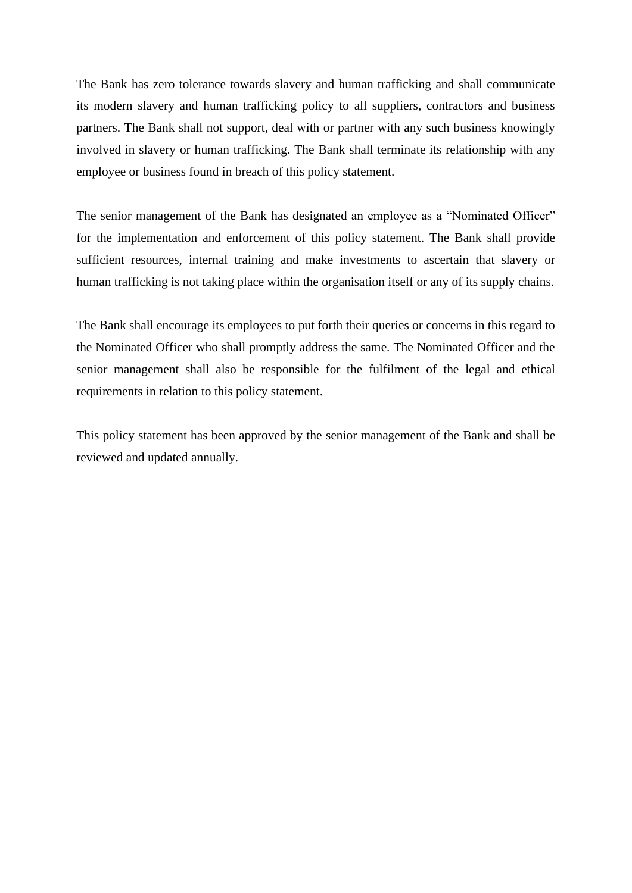The Bank has zero tolerance towards slavery and human trafficking and shall communicate its modern slavery and human trafficking policy to all suppliers, contractors and business partners. The Bank shall not support, deal with or partner with any such business knowingly involved in slavery or human trafficking. The Bank shall terminate its relationship with any employee or business found in breach of this policy statement.

The senior management of the Bank has designated an employee as a "Nominated Officer" for the implementation and enforcement of this policy statement. The Bank shall provide sufficient resources, internal training and make investments to ascertain that slavery or human trafficking is not taking place within the organisation itself or any of its supply chains.

The Bank shall encourage its employees to put forth their queries or concerns in this regard to the Nominated Officer who shall promptly address the same. The Nominated Officer and the senior management shall also be responsible for the fulfilment of the legal and ethical requirements in relation to this policy statement.

This policy statement has been approved by the senior management of the Bank and shall be reviewed and updated annually.